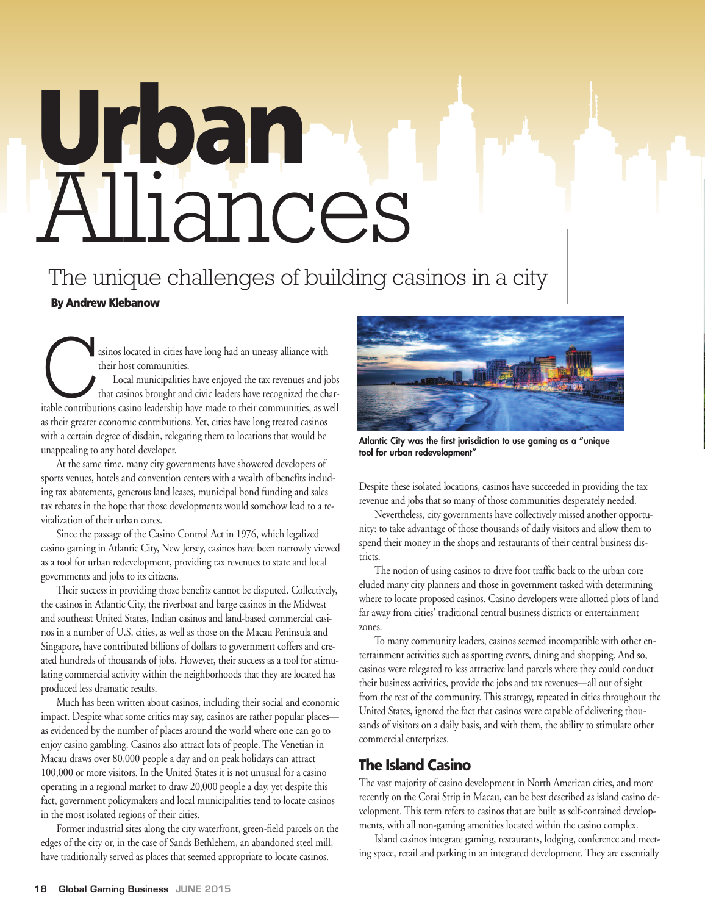# Urban Alliances

## The unique challenges of building casinos in a city

**By Andrew Klebanow**

Casinos located in cities have long had an uneasy alliance with their host communities.

Local municipalities have enjoyed the tax revenues and jobs that casinos brought and civic leaders have recognized the charitable contributions casino leadership have made to their communities, as well as their greater economic contributions. Yet, cities have long treated casinos with a certain degree of disdain, relegating them to locations that would be unappealing to any hotel developer.

At the same time, many city governments have showered developers of sports venues, hotels and convention centers with a wealth of benefits including tax abatements, generous land leases, municipal bond funding and sales tax rebates in the hope that those developments would somehow lead to a revitalization of their urban cores.

Since the passage of the Casino Control Act in 1976, which legalized casino gaming in Atlantic City, New Jersey, casinos have been narrowly viewed as a tool for urban redevelopment, providing tax revenues to state and local governments and jobs to its citizens.

Their success in providing those benefits cannot be disputed. Collectively, the casinos in Atlantic City, the riverboat and barge casinos in the Midwest and southeast United States, Indian casinos and land-based commercial casinos in a number of U.S. cities, as well as those on the Macau Peninsula and Singapore, have contributed billions of dollars to government coffers and created hundreds of thousands of jobs. However, their success as a tool for stimulating commercial activity within the neighborhoods that they are located has produced less dramatic results.

Much has been written about casinos, including their social and economic impact. Despite what some critics may say, casinos are rather popular places—as evidenced by the number of places around the world where one can go to enjoy casino gambling. Casinos also attract lots of people. The Venetian in Macau draws over 80,000 people a day and on peak holidays can attract 100,000 or more visitors. In the United States it is not unusual for a casino operating in a regional market to draw 20,000 people a day, yet despite this fact, government policymakers and local municipalities tend to locate casinos in the most isolated regions of their cities.

Former industrial sites along the city waterfront, green-field parcels on the edges of the city or, in the case of Sands Bethlehem, an abandoned steel mill, have traditionally served as places that seemed appropriate to locate casinos.

Atlantic City was the first jurisdiction to use gaming as a "unique tool for urban redevelopment"

Despite these isolated locations, casinos have succeeded in providing the tax revenue and jobs that so many of those communities desperately needed.

Nevertheless, city governments have collectively missed another opportunity: to take advantage of those thousands of daily visitors and allow them to spend their money in the shops and restaurants of their central business districts.

The notion of using casinos to drive foot traffic back to the urban core eluded many city planners and those in government tasked with determining where to locate proposed casinos. Casino developers were allotted plots of land far away from cities' traditional central business districts or entertainment zones.

To many community leaders, casinos seemed incompatible with other entertainment activities such as sporting events, dining and shopping. And so, casinos were relegated to less attractive land parcels where they could conduct their business activities, provide the jobs and tax revenues—all out of sight from the rest of the community. This strategy, repeated in cities throughout the United States, ignored the fact that casinos were capable of delivering thousands of visitors on a daily basis, and with them, the ability to stimulate other commercial enterprises.

## The Island Casino

The vast majority of casino development in North American cities, and more recently on the Cotai Strip in Macau, can be best described as island casino development. This term refers to casinos that are built as self-contained developments, with all non-gaming amenities located within the casino complex.

Island casinos integrate gaming, restaurants, lodging, conference and meeting space, retail and parking in an integrated development. They are essentially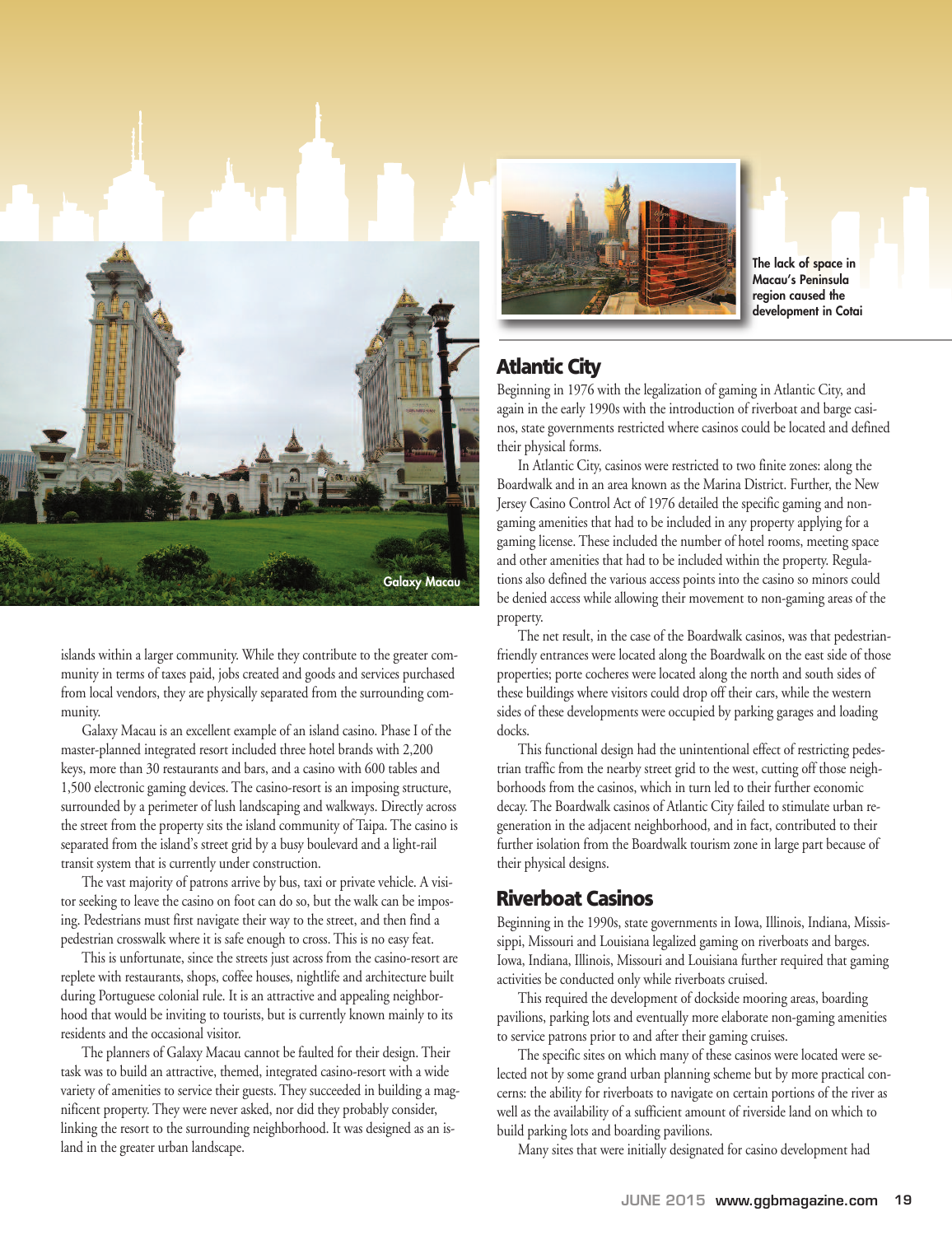Galaxy Macau

The lack of space in Macau's Peninsula region caused the development in Cotai

islands within a larger community. While they contribute to the greater community in terms of taxes paid, jobs created and goods and services purchased from local vendors, they are physically separated from the surrounding community.

Galaxy Macau is an excellent example of an island casino. Phase I of the master-planned integrated resort included three hotel brands with 2,200 keys, more than 30 restaurants and bars, and a casino with 600 tables and 1,500 electronic gaming devices. The casino-resort is an imposing structure, surrounded by a perimeter of lush landscaping and walkways. Directly across the street from the property sits the island community of Taipa. The casino is separated from the island's street grid by a busy boulevard and a light-rail transit system that is currently under construction.

The vast majority of patrons arrive by bus, taxi or private vehicle. A visitor seeking to leave the casino on foot can do so, but the walk can be imposing. Pedestrians must first navigate their way to the street, and then find a pedestrian crosswalk where it is safe enough to cross. This is no easy feat.

This is unfortunate, since the streets just across from the casino-resort are replete with restaurants, shops, coffee houses, nightlife and architecture built during Portuguese colonial rule. It is an attractive and appealing neighborhood that would be inviting to tourists, but is currently known mainly to its residents and the occasional visitor.

The planners of Galaxy Macau cannot be faulted for their design. Their task was to build an attractive, themed, integrated casino-resort with a wide variety of amenities to service their guests. They succeeded in building a magnificent property. They were never asked, nor did they probably consider, linking the resort to the surrounding neighborhood. It was designed as an island in the greater urban landscape.

## Atlantic City

Beginning in 1976 with the legalization of gaming in Atlantic City, and again in the early 1990s with the introduction of riverboat and barge casinos, state governments restricted where casinos could be located and defined their physical forms.

In Atlantic City, casinos were restricted to two finite zones: along the Boardwalk and in an area known as the Marina District. Further, the New Jersey Casino Control Act of 1976 detailed the specific gaming and non-gaming amenities that had to be included in any property applying for a gaming license. These included the number of hotel rooms, meeting space and other amenities that had to be included within the property. Regulations also defined the various access points into the casino so minors could be denied access while allowing their movement to non-gaming areas of the property.

The net result, in the case of the Boardwalk casinos, was that pedestrian-friendly entrances were located along the Boardwalk on the east side of those properties; porte cocheres were located along the north and south sides of these buildings where visitors could drop off their cars, while the western sides of these developments were occupied by parking garages and loading docks.

This functional design had the unintentional effect of restricting pedestrian traffic from the nearby street grid to the west, cutting off those neighborhoods from the casinos, which in turn led to their further economic decay. The Boardwalk casinos of Atlantic City failed to stimulate urban regeneration in the adjacent neighborhood, and in fact, contributed to their further isolation from the Boardwalk tourism zone in large part because of their physical designs.

## Riverboat Casinos

Beginning in the 1990s, state governments in Iowa, Illinois, Indiana, Mississippi, Missouri and Louisiana legalized gaming on riverboats and barges. Iowa, Indiana, Illinois, Missouri and Louisiana further required that gaming activities be conducted only while riverboats cruised.

This required the development of dockside mooring areas, boarding pavilions, parking lots and eventually more elaborate non-gaming amenities to service patrons prior to and after their gaming cruises.

The specific sites on which many of these casinos were located were selected not by some grand urban planning scheme but by more practical concerns: the ability for riverboats to navigate on certain portions of the river as well as the availability of a sufficient amount of riverside land on which to build parking lots and boarding pavilions.

Many sites that were initially designated for casino development had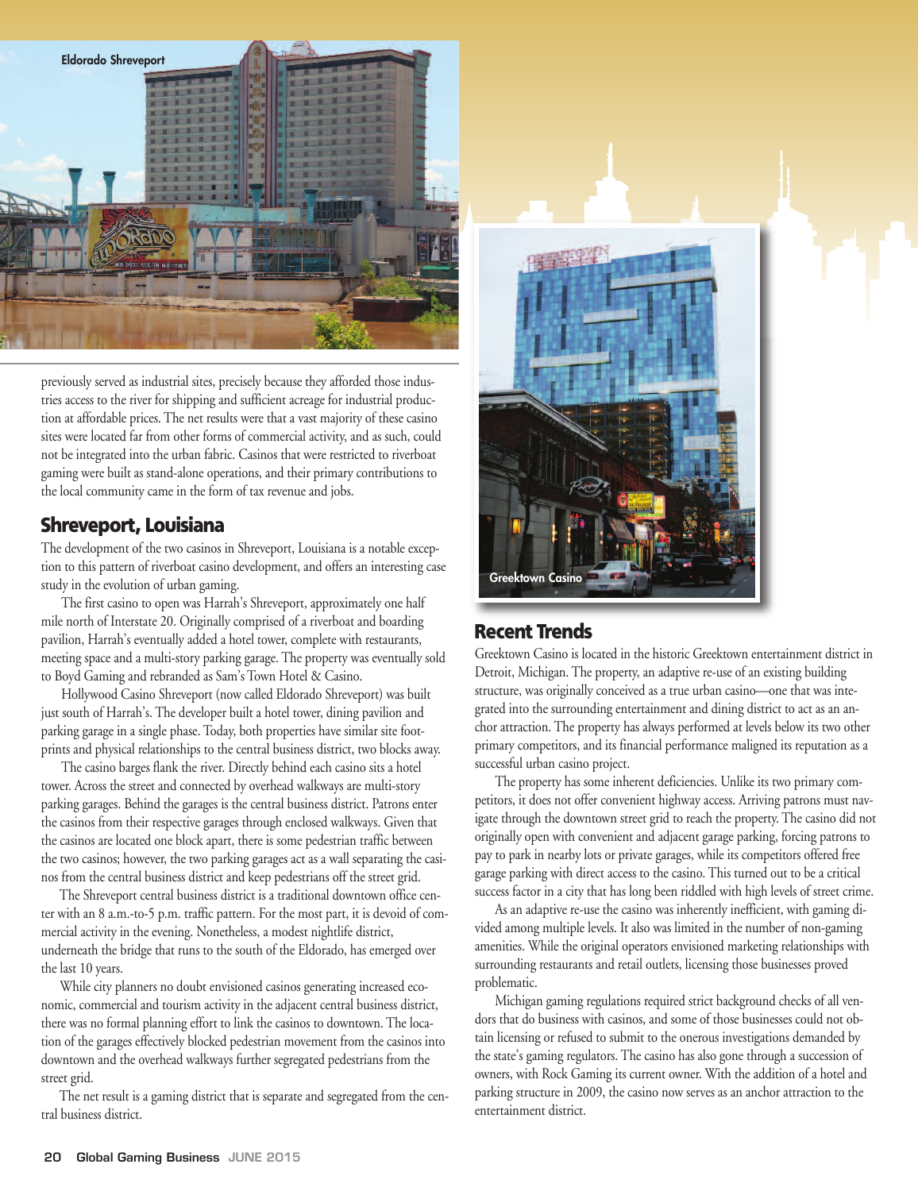Eldorado Shreveport

previously served as industrial sites, precisely because they afforded those industries access to the river for shipping and sufficient acreage for industrial production at affordable prices. The net results were that a vast majority of these casino sites were located far from other forms of commercial activity, and as such, could not be integrated into the urban fabric. Casinos that were restricted to riverboat gaming were built as stand-alone operations, and their primary contributions to the local community came in the form of tax revenue and jobs.

## Shreveport, Louisiana

The development of the two casinos in Shreveport, Louisiana is a notable exception to this pattern of riverboat casino development, and offers an interesting case study in the evolution of urban gaming.

The first casino to open was Harrah's Shreveport, approximately one half mile north of Interstate 20. Originally comprised of a riverboat and boarding pavilion, Harrah's eventually added a hotel tower, complete with restaurants, meeting space and a multi-story parking garage. The property was eventually sold to Boyd Gaming and rebranded as Sam's Town Hotel & Casino.

Hollywood Casino Shreveport (now called Eldorado Shreveport) was built just south of Harrah's. The developer built a hotel tower, dining pavilion and parking garage in a single phase. Today, both properties have similar site footprints and physical relationships to the central business district, two blocks away.

The casino barges flank the river. Directly behind each casino sits a hotel tower. Across the street and connected by overhead walkways are multi-story parking garages. Behind the garages is the central business district. Patrons enter the casinos from their respective garages through enclosed walkways. Given that the casinos are located one block apart, there is some pedestrian traffic between the two casinos; however, the two parking garages act as a wall separating the casinos from the central business district and keep pedestrians off the street grid.

The Shreveport central business district is a traditional downtown office center with an 8 a.m.-to-5 p.m. traffic pattern. For the most part, it is devoid of commercial activity in the evening. Nonetheless, a modest nightlife district, underneath the bridge that runs to the south of the Eldorado, has emerged over the last 10 years.

While city planners no doubt envisioned casinos generating increased economic, commercial and tourism activity in the adjacent central business district, there was no formal planning effort to link the casinos to downtown. The location of the garages effectively blocked pedestrian movement from the casinos into downtown and the overhead walkways further segregated pedestrians from the street grid.

The net result is a gaming district that is separate and segregated from the central business district.

Greektown Casino

## Recent Trends

Greektown Casino is located in the historic Greektown entertainment district in Detroit, Michigan. The property, an adaptive re-use of an existing building structure, was originally conceived as a true urban casino—one that was integrated into the surrounding entertainment and dining district to act as an anchor attraction. The property has always performed at levels below its two other primary competitors, and its financial performance maligned its reputation as a successful urban casino project.

The property has some inherent deficiencies. Unlike its two primary competitors, it does not offer convenient highway access. Arriving patrons must navigate through the downtown street grid to reach the property. The casino did not originally open with convenient and adjacent garage parking, forcing patrons to pay to park in nearby lots or private garages, while its competitors offered free garage parking with direct access to the casino. This turned out to be a critical success factor in a city that has long been riddled with high levels of street crime.

As an adaptive re-use the casino was inherently inefficient, with gaming divided among multiple levels. It also was limited in the number of non-gaming amenities. While the original operators envisioned marketing relationships with surrounding restaurants and retail outlets, licensing those businesses proved problematic.

Michigan gaming regulations required strict background checks of all vendors that do business with casinos, and some of those businesses could not obtain licensing or refused to submit to the onerous investigations demanded by the state's gaming regulators. The casino has also gone through a succession of owners, with Rock Gaming its current owner. With the addition of a hotel and parking structure in 2009, the casino now serves as an anchor attraction to the entertainment district.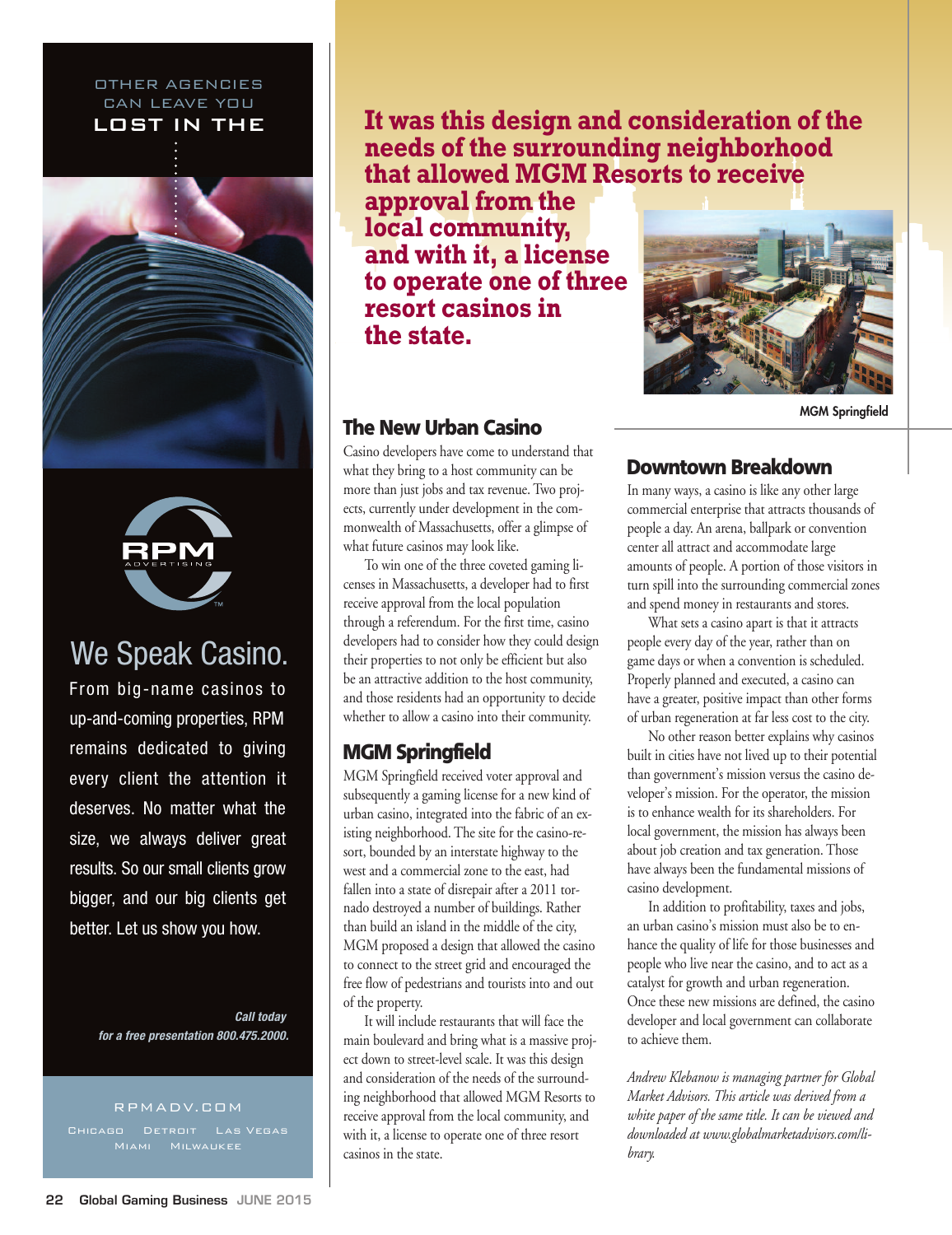OTHER AGENCIES CAN LEAVE YOU LOST IN THE

RPM ADVERTISING

We Speak Casino.

From big-name casinos to up-and-coming properties, RPM remains dedicated to giving every client the attention it deserves. No matter what the size, we always deliver great results. So our small clients grow bigger, and our big clients get better. Let us show you how.

*Call today for a free presentation 800.475.2000.*

RPMADV.COM

Chicago Detroit Las Vegas Miami Milwaukee

**It was this design and consideration of the needs of the surrounding neighborhood that allowed MGM Resorts to receive approval from the local community, and with it, a license to operate one of three resort casinos in the state.**

MGM Springfield

## The New Urban Casino

Casino developers have come to understand that what they bring to a host community can be more than just jobs and tax revenue. Two projects, currently under development in the commonwealth of Massachusetts, offer a glimpse of what future casinos may look like.

To win one of the three coveted gaming licenses in Massachusetts, a developer had to first receive approval from the local population through a referendum. For the first time, casino developers had to consider how they could design their properties to not only be efficient but also be an attractive addition to the host community, and those residents had an opportunity to decide whether to allow a casino into their community.

## MGM Springfield

MGM Springfield received voter approval and subsequently a gaming license for a new kind of urban casino, integrated into the fabric of an existing neighborhood. The site for the casino-resort, bounded by an interstate highway to the west and a commercial zone to the east, had fallen into a state of disrepair after a 2011 tornado destroyed a number of buildings. Rather than build an island in the middle of the city, MGM proposed a design that allowed the casino to connect to the street grid and encouraged the free flow of pedestrians and tourists into and out of the property.

It will include restaurants that will face the main boulevard and bring what is a massive project down to street-level scale. It was this design and consideration of the needs of the surrounding neighborhood that allowed MGM Resorts to receive approval from the local community, and with it, a license to operate one of three resort casinos in the state.

## Downtown Breakdown

In many ways, a casino is like any other large commercial enterprise that attracts thousands of people a day. An arena, ballpark or convention center all attract and accommodate large amounts of people. A portion of those visitors in turn spill into the surrounding commercial zones and spend money in restaurants and stores.

What sets a casino apart is that it attracts people every day of the year, rather than on game days or when a convention is scheduled. Properly planned and executed, a casino can have a greater, positive impact than other forms of urban regeneration at far less cost to the city.

No other reason better explains why casinos built in cities have not lived up to their potential than government's mission versus the casino developer's mission. For the operator, the mission is to enhance wealth for its shareholders. For local government, the mission has always been about job creation and tax generation. Those have always been the fundamental missions of casino development.

In addition to profitability, taxes and jobs, an urban casino's mission must also be to enhance the quality of life for those businesses and people who live near the casino, and to act as a catalyst for growth and urban regeneration. Once these new missions are defined, the casino developer and local government can collaborate to achieve them.

*Andrew Klebanow is managing partner for Global Market Advisors. This article was derived from a white paper of the same title. It can be viewed and downloaded at www.globalmarketadvisors.com/library.*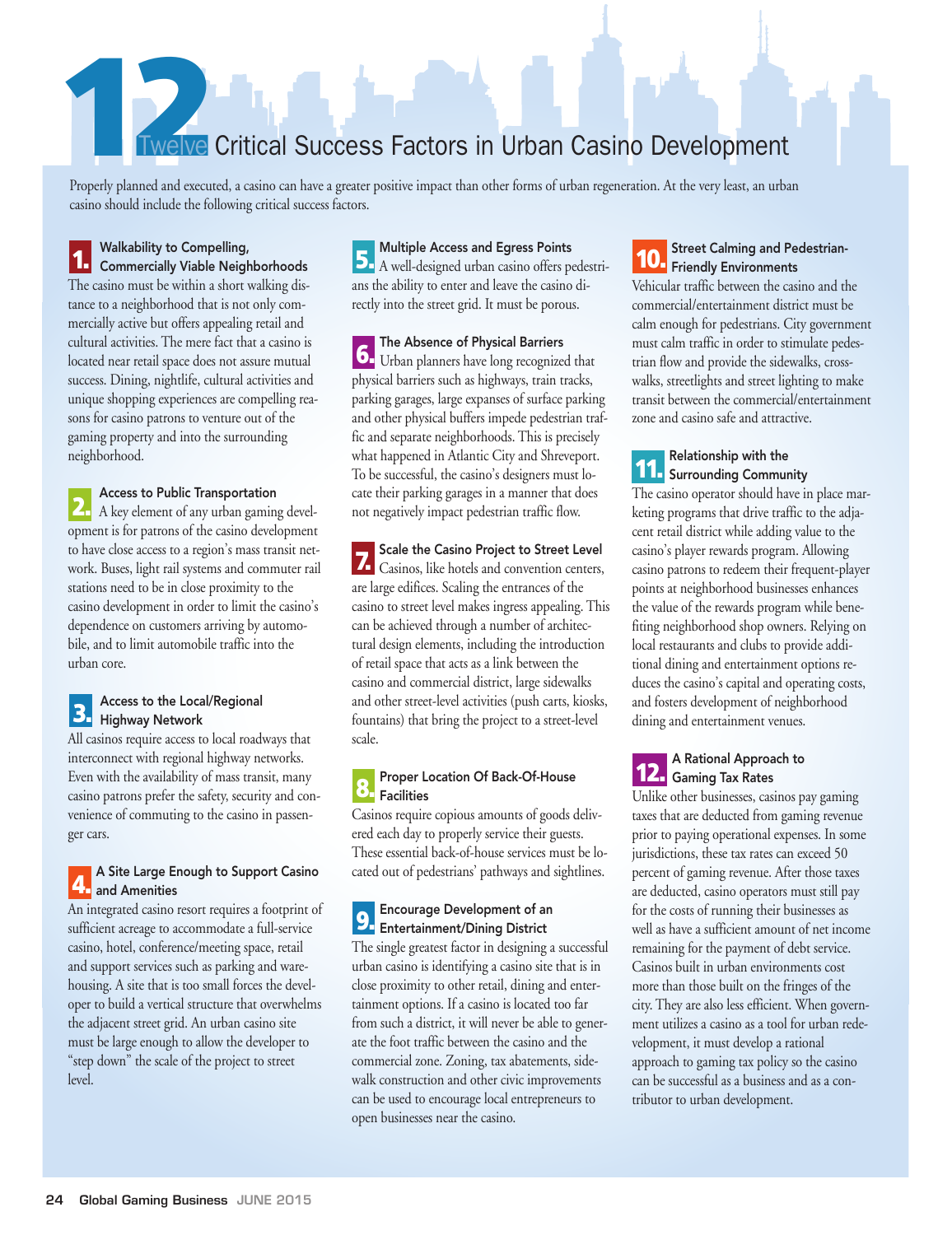# 12 Twelve Critical Success Factors in Urban Casino Development

Properly planned and executed, a casino can have a greater positive impact than other forms of urban regeneration. At the very least, an urban casino should include the following critical success factors.

### 1. Walkability to Compelling, Commercially Viable Neighborhoods

The casino must be within a short walking distance to a neighborhood that is not only commercially active but offers appealing retail and cultural activities. The mere fact that a casino is located near retail space does not assure mutual success. Dining, nightlife, cultural activities and unique shopping experiences are compelling reasons for casino patrons to venture out of the gaming property and into the surrounding neighborhood.

### 2. Access to Public Transportation

A key element of any urban gaming development is for patrons of the casino development to have close access to a region's mass transit network. Buses, light rail systems and commuter rail stations need to be in close proximity to the casino development in order to limit the casino's dependence on customers arriving by automobile, and to limit automobile traffic into the urban core.

### 3. Access to the Local/Regional Highway Network

All casinos require access to local roadways that interconnect with regional highway networks. Even with the availability of mass transit, many casino patrons prefer the safety, security and convenience of commuting to the casino in passenger cars.

### 4. A Site Large Enough to Support Casino and Amenities

An integrated casino resort requires a footprint of sufficient acreage to accommodate a full-service casino, hotel, conference/meeting space, retail and support services such as parking and warehousing. A site that is too small forces the developer to build a vertical structure that overwhelms the adjacent street grid. An urban casino site must be large enough to allow the developer to "step down" the scale of the project to street level.

### 5. Multiple Access and Egress Points

A well-designed urban casino offers pedestrians the ability to enter and leave the casino directly into the street grid. It must be porous.

### 6. The Absence of Physical Barriers

Urban planners have long recognized that physical barriers such as highways, train tracks, parking garages, large expanses of surface parking and other physical buffers impede pedestrian traffic and separate neighborhoods. This is precisely what happened in Atlantic City and Shreveport. To be successful, the casino's designers must locate their parking garages in a manner that does not negatively impact pedestrian traffic flow.

### 7. Scale the Casino Project to Street Level

Casinos, like hotels and convention centers, are large edifices. Scaling the entrances of the casino to street level makes ingress appealing. This can be achieved through a number of architectural design elements, including the introduction of retail space that acts as a link between the casino and commercial district, large sidewalks and other street-level activities (push carts, kiosks, fountains) that bring the project to a street-level scale.

### 8. Proper Location Of Back-Of-House Facilities

Casinos require copious amounts of goods delivered each day to properly service their guests. These essential back-of-house services must be located out of pedestrians' pathways and sightlines.

### 9. Encourage Development of an Entertainment/Dining District

The single greatest factor in designing a successful urban casino is identifying a casino site that is in close proximity to other retail, dining and entertainment options. If a casino is located too far from such a district, it will never be able to generate the foot traffic between the casino and the commercial zone. Zoning, tax abatements, sidewalk construction and other civic improvements can be used to encourage local entrepreneurs to open businesses near the casino.

### 10. Street Calming and Pedestrian-Friendly Environments

Vehicular traffic between the casino and the commercial/entertainment district must be calm enough for pedestrians. City government must calm traffic in order to stimulate pedestrian flow and provide the sidewalks, crosswalks, streetlights and street lighting to make transit between the commercial/entertainment zone and casino safe and attractive.

### 11. Relationship with the Surrounding Community

The casino operator should have in place marketing programs that drive traffic to the adjacent retail district while adding value to the casino's player rewards program. Allowing casino patrons to redeem their frequent-player points at neighborhood businesses enhances the value of the rewards program while benefiting neighborhood shop owners. Relying on local restaurants and clubs to provide additional dining and entertainment options reduces the casino's capital and operating costs, and fosters development of neighborhood dining and entertainment venues.

### 12. A Rational Approach to Gaming Tax Rates

Unlike other businesses, casinos pay gaming taxes that are deducted from gaming revenue prior to paying operational expenses. In some jurisdictions, these tax rates can exceed 50 percent of gaming revenue. After those taxes are deducted, casino operators must still pay for the costs of running their businesses as well as have a sufficient amount of net income remaining for the payment of debt service. Casinos built in urban environments cost more than those built on the fringes of the city. They are also less efficient. When government utilizes a casino as a tool for urban redevelopment, it must develop a rational approach to gaming tax policy so the casino can be successful as a business and as a contributor to urban development.